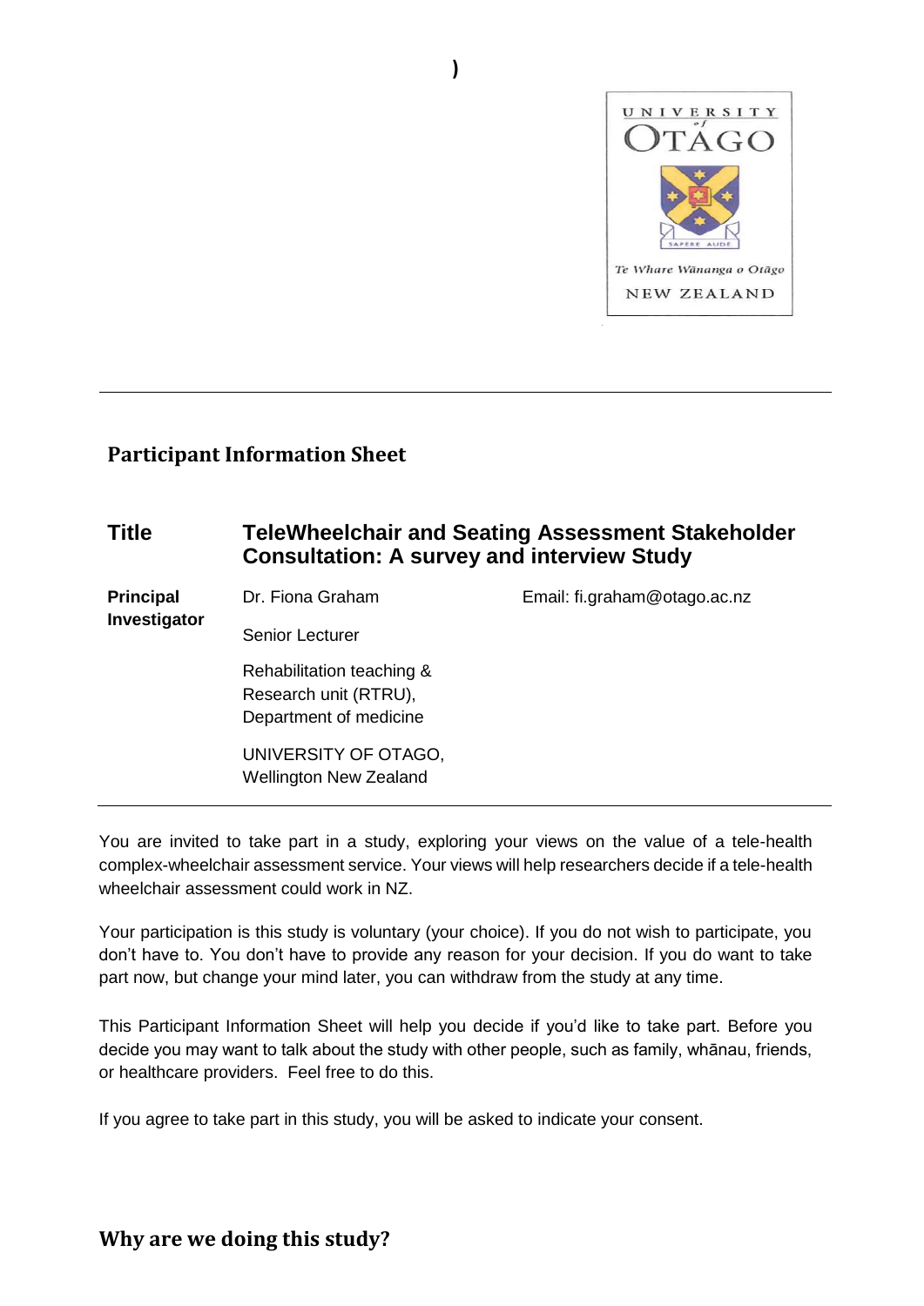## Participant Information Sheet

| | | |
|---|---|---|
| **Title** | **TeleWheelchair and Seating Assessment Stakeholder Consultation: A survey and interview Study** | |
| **Principal Investigator** | Dr. Fiona Graham | Email: fi.graham@otago.ac.nz |
| | Senior Lecturer | |
| | Rehabilitation teaching & Research unit (RTRU), Department of medicine | |
| | UNIVERSITY OF OTAGO, Wellington New Zealand | |

You are invited to take part in a study, exploring your views on the value of a tele-health complex-wheelchair assessment service. Your views will help researchers decide if a tele-health wheelchair assessment could work in NZ.

Your participation is this study is voluntary (your choice). If you do not wish to participate, you don't have to. You don't have to provide any reason for your decision. If you do want to take part now, but change your mind later, you can withdraw from the study at any time.

This Participant Information Sheet will help you decide if you'd like to take part. Before you decide you may want to talk about the study with other people, such as family, whānau, friends, or healthcare providers. Feel free to do this.

If you agree to take part in this study, you will be asked to indicate your consent.

## Why are we doing this study?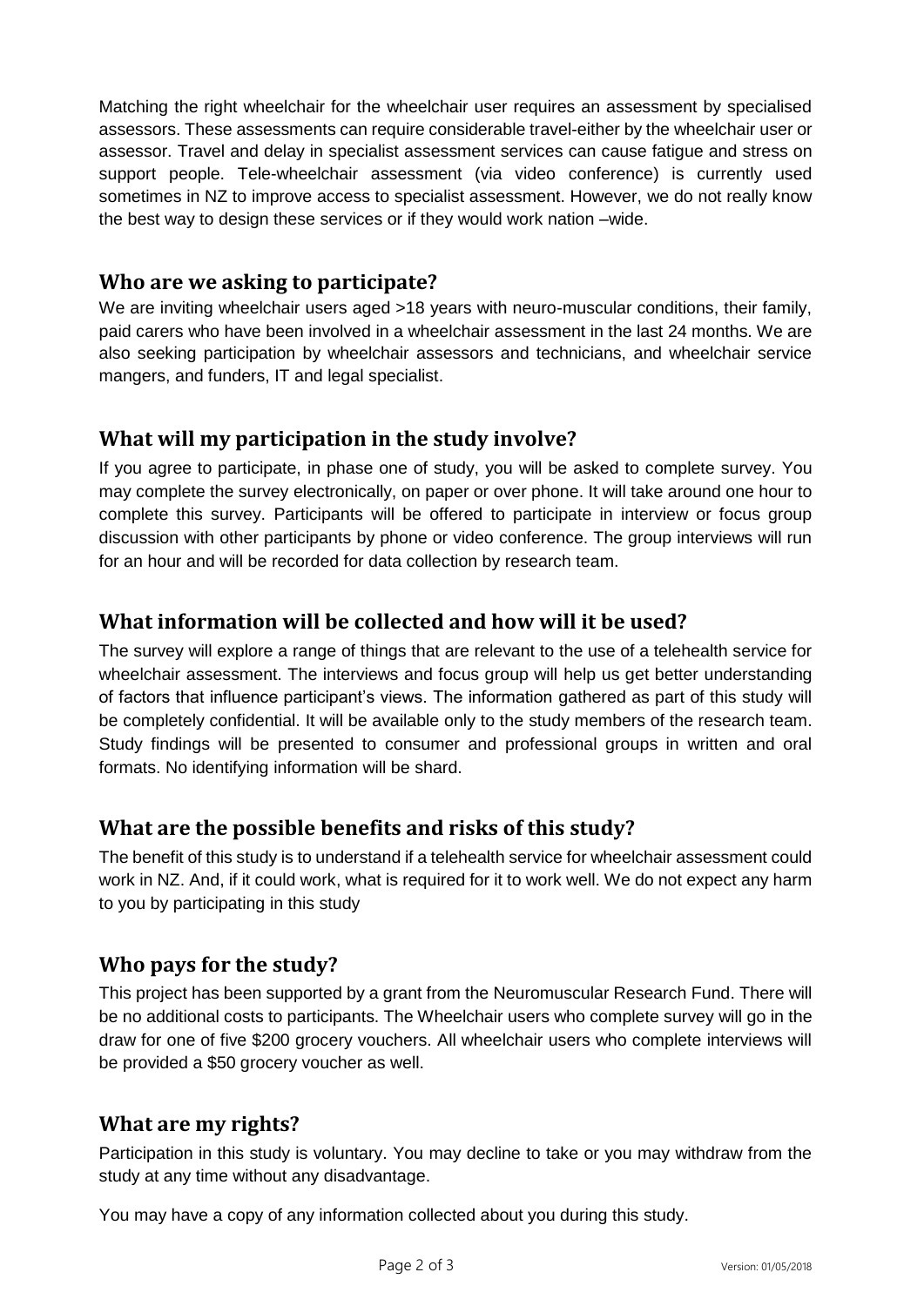Matching the right wheelchair for the wheelchair user requires an assessment by specialised assessors. These assessments can require considerable travel-either by the wheelchair user or assessor. Travel and delay in specialist assessment services can cause fatigue and stress on support people. Tele-wheelchair assessment (via video conference) is currently used sometimes in NZ to improve access to specialist assessment. However, we do not really know the best way to design these services or if they would work nation –wide.

## Who are we asking to participate?

We are inviting wheelchair users aged >18 years with neuro-muscular conditions, their family, paid carers who have been involved in a wheelchair assessment in the last 24 months. We are also seeking participation by wheelchair assessors and technicians, and wheelchair service mangers, and funders, IT and legal specialist.

## What will my participation in the study involve?

If you agree to participate, in phase one of study, you will be asked to complete survey. You may complete the survey electronically, on paper or over phone. It will take around one hour to complete this survey. Participants will be offered to participate in interview or focus group discussion with other participants by phone or video conference. The group interviews will run for an hour and will be recorded for data collection by research team.

## What information will be collected and how will it be used?

The survey will explore a range of things that are relevant to the use of a telehealth service for wheelchair assessment. The interviews and focus group will help us get better understanding of factors that influence participant's views. The information gathered as part of this study will be completely confidential. It will be available only to the study members of the research team. Study findings will be presented to consumer and professional groups in written and oral formats. No identifying information will be shard.

## What are the possible benefits and risks of this study?

The benefit of this study is to understand if a telehealth service for wheelchair assessment could work in NZ. And, if it could work, what is required for it to work well. We do not expect any harm to you by participating in this study

## Who pays for the study?

This project has been supported by a grant from the Neuromuscular Research Fund. There will be no additional costs to participants. The Wheelchair users who complete survey will go in the draw for one of five $200 grocery vouchers. All wheelchair users who complete interviews will be provided a $50 grocery voucher as well.

## What are my rights?

Participation in this study is voluntary. You may decline to take or you may withdraw from the study at any time without any disadvantage.

You may have a copy of any information collected about you during this study.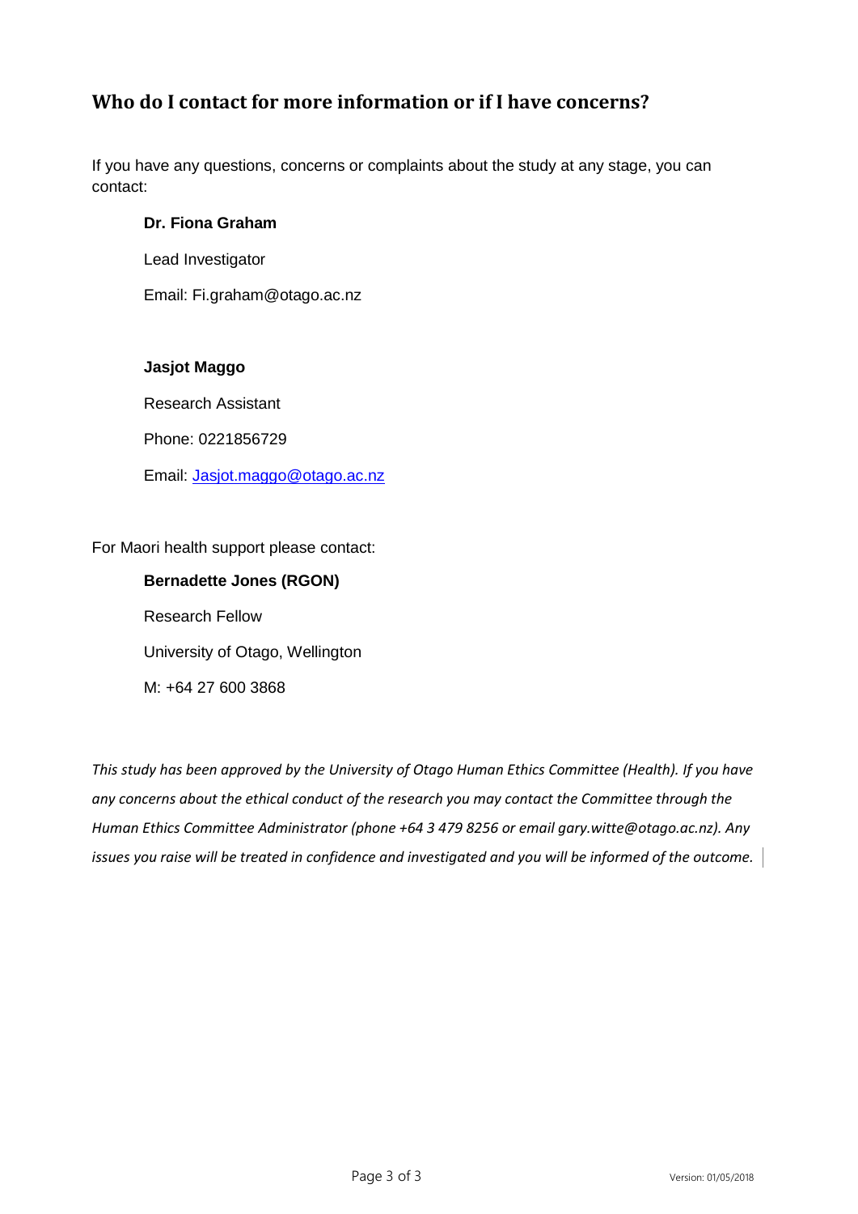## Who do I contact for more information or if I have concerns?

If you have any questions, concerns or complaints about the study at any stage, you can contact:

**Dr. Fiona Graham**

Lead Investigator

Email: Fi.graham@otago.ac.nz

**Jasjot Maggo**

Research Assistant

Phone: 0221856729

Email: Jasjot.maggo@otago.ac.nz

For Maori health support please contact:

**Bernadette Jones (RGON)**

Research Fellow

University of Otago, Wellington

M: +64 27 600 3868

*This study has been approved by the University of Otago Human Ethics Committee (Health). If you have any concerns about the ethical conduct of the research you may contact the Committee through the Human Ethics Committee Administrator (phone +64 3 479 8256 or email gary.witte@otago.ac.nz). Any issues you raise will be treated in confidence and investigated and you will be informed of the outcome.*

Version: 01/05/2018